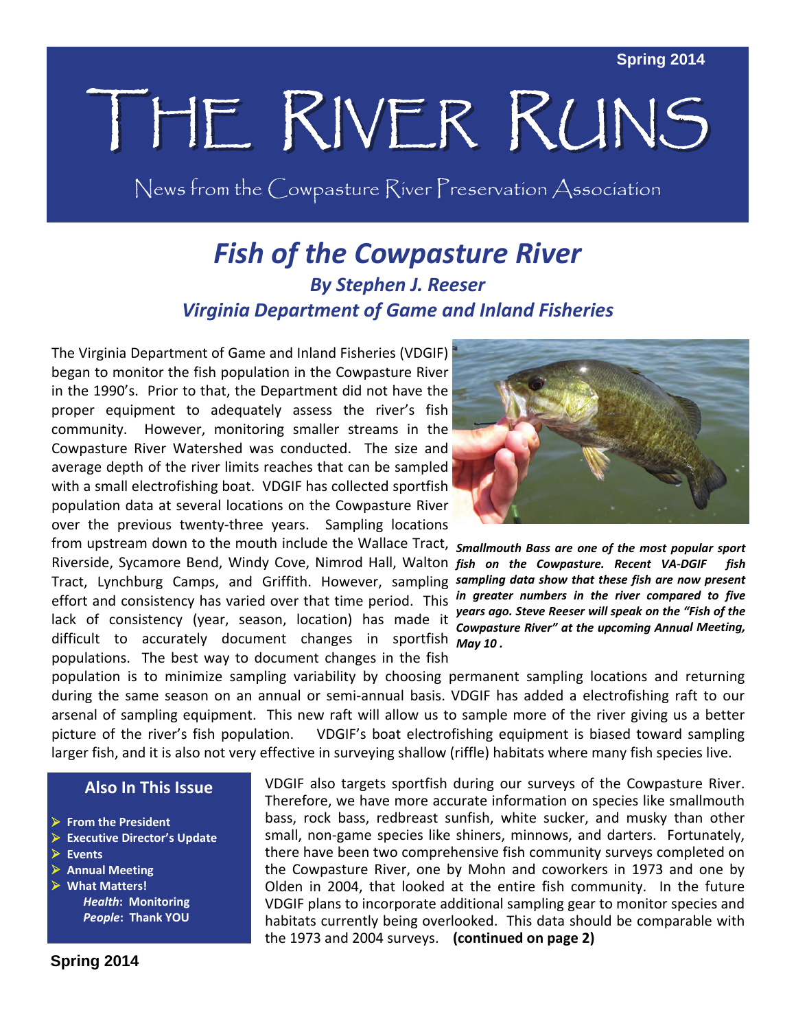Spring 2014

# THE RIVER RUNS

News from the Cowpasture River Preservation Association

## *Fish of the Cowpasture River*

***By Stephen J. Reeser***
***Virginia Department of Game and Inland Fisheries***

The Virginia Department of Game and Inland Fisheries (VDGIF) began to monitor the fish population in the Cowpasture River in the 1990's. Prior to that, the Department did not have the proper equipment to adequately assess the river's fish community. However, monitoring smaller streams in the Cowpasture River Watershed was conducted. The size and average depth of the river limits reaches that can be sampled with a small electrofishing boat. VDGIF has collected sportfish population data at several locations on the Cowpasture River over the previous twenty-three years. Sampling locations from upstream down to the mouth include the Wallace Tract, Riverside, Sycamore Bend, Windy Cove, Nimrod Hall, Walton Tract, Lynchburg Camps, and Griffith. However, sampling effort and consistency has varied over that time period. This lack of consistency (year, season, location) has made it difficult to accurately document changes in sportfish populations. The best way to document changes in the fish population is to minimize sampling variability by choosing permanent sampling locations and returning during the same season on an annual or semi-annual basis. VDGIF has added a electrofishing raft to our arsenal of sampling equipment. This new raft will allow us to sample more of the river giving us a better picture of the river's fish population. VDGIF's boat electrofishing equipment is biased toward sampling larger fish, and it is also not very effective in surveying shallow (riffle) habitats where many fish species live.

***Smallmouth Bass are one of the most popular sport fish on the Cowpasture. Recent VA-DGIF fish sampling data show that these fish are now present in greater numbers in the river compared to five years ago. Steve Reeser will speak on the "Fish of the Cowpasture River" at the upcoming Annual Meeting, May 10 .***

VDGIF also targets sportfish during our surveys of the Cowpasture River. Therefore, we have more accurate information on species like smallmouth bass, rock bass, redbreast sunfish, white sucker, and musky than other small, non-game species like shiners, minnows, and darters. Fortunately, there have been two comprehensive fish community surveys completed on the Cowpasture River, one by Mohn and coworkers in 1973 and one by Olden in 2004, that looked at the entire fish community. In the future VDGIF plans to incorporate additional sampling gear to monitor species and habitats currently being overlooked. This data should be comparable with the 1973 and 2004 surveys. **(continued on page 2)**

### Also In This Issue

- **From the President**
- **Executive Director's Update**
- **Events**
- **Annual Meeting**
- **What Matters!**
  - ***Health*: Monitoring**
  - ***People*: Thank YOU**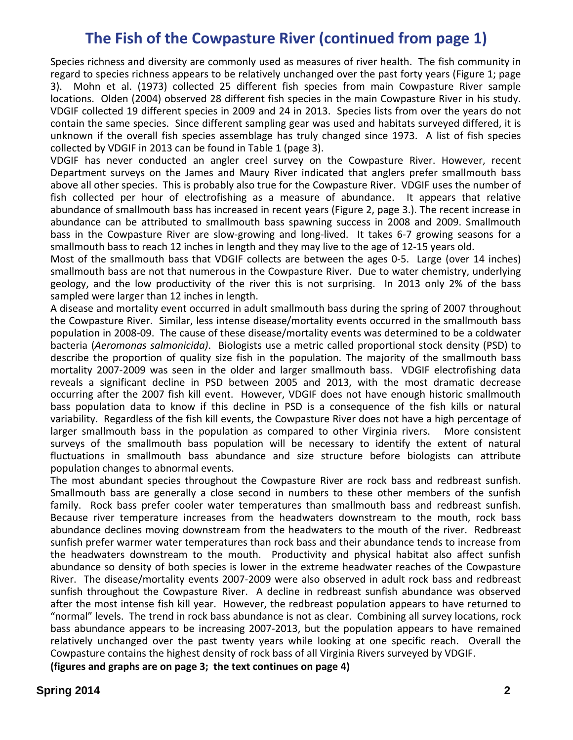# The Fish of the Cowpasture River (continued from page 1)

Species richness and diversity are commonly used as measures of river health. The fish community in regard to species richness appears to be relatively unchanged over the past forty years (Figure 1; page 3). Mohn et al. (1973) collected 25 different fish species from main Cowpasture River sample locations. Olden (2004) observed 28 different fish species in the main Cowpasture River in his study. VDGIF collected 19 different species in 2009 and 24 in 2013. Species lists from over the years do not contain the same species. Since different sampling gear was used and habitats surveyed differed, it is unknown if the overall fish species assemblage has truly changed since 1973. A list of fish species collected by VDGIF in 2013 can be found in Table 1 (page 3).

VDGIF has never conducted an angler creel survey on the Cowpasture River. However, recent Department surveys on the James and Maury River indicated that anglers prefer smallmouth bass above all other species. This is probably also true for the Cowpasture River. VDGIF uses the number of fish collected per hour of electrofishing as a measure of abundance. It appears that relative abundance of smallmouth bass has increased in recent years (Figure 2, page 3.). The recent increase in abundance can be attributed to smallmouth bass spawning success in 2008 and 2009. Smallmouth bass in the Cowpasture River are slow-growing and long-lived. It takes 6-7 growing seasons for a smallmouth bass to reach 12 inches in length and they may live to the age of 12-15 years old.

Most of the smallmouth bass that VDGIF collects are between the ages 0-5. Large (over 14 inches) smallmouth bass are not that numerous in the Cowpasture River. Due to water chemistry, underlying geology, and the low productivity of the river this is not surprising. In 2013 only 2% of the bass sampled were larger than 12 inches in length.

A disease and mortality event occurred in adult smallmouth bass during the spring of 2007 throughout the Cowpasture River. Similar, less intense disease/mortality events occurred in the smallmouth bass population in 2008-09. The cause of these disease/mortality events was determined to be a coldwater bacteria (*Aeromonas salmonicida)*. Biologists use a metric called proportional stock density (PSD) to describe the proportion of quality size fish in the population. The majority of the smallmouth bass mortality 2007-2009 was seen in the older and larger smallmouth bass. VDGIF electrofishing data reveals a significant decline in PSD between 2005 and 2013, with the most dramatic decrease occurring after the 2007 fish kill event. However, VDGIF does not have enough historic smallmouth bass population data to know if this decline in PSD is a consequence of the fish kills or natural variability. Regardless of the fish kill events, the Cowpasture River does not have a high percentage of larger smallmouth bass in the population as compared to other Virginia rivers. More consistent surveys of the smallmouth bass population will be necessary to identify the extent of natural fluctuations in smallmouth bass abundance and size structure before biologists can attribute population changes to abnormal events.

The most abundant species throughout the Cowpasture River are rock bass and redbreast sunfish. Smallmouth bass are generally a close second in numbers to these other members of the sunfish family. Rock bass prefer cooler water temperatures than smallmouth bass and redbreast sunfish. Because river temperature increases from the headwaters downstream to the mouth, rock bass abundance declines moving downstream from the headwaters to the mouth of the river. Redbreast sunfish prefer warmer water temperatures than rock bass and their abundance tends to increase from the headwaters downstream to the mouth. Productivity and physical habitat also affect sunfish abundance so density of both species is lower in the extreme headwater reaches of the Cowpasture River. The disease/mortality events 2007-2009 were also observed in adult rock bass and redbreast sunfish throughout the Cowpasture River. A decline in redbreast sunfish abundance was observed after the most intense fish kill year. However, the redbreast population appears to have returned to "normal" levels. The trend in rock bass abundance is not as clear. Combining all survey locations, rock bass abundance appears to be increasing 2007-2013, but the population appears to have remained relatively unchanged over the past twenty years while looking at one specific reach. Overall the Cowpasture contains the highest density of rock bass of all Virginia Rivers surveyed by VDGIF.

**(figures and graphs are on page 3; the text continues on page 4)**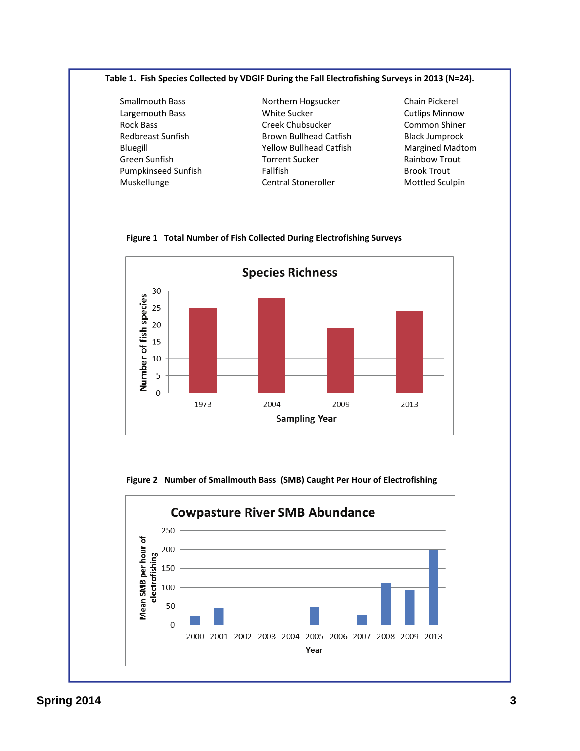**Table 1. Fish Species Collected by VDGIF During the Fall Electrofishing Surveys in 2013 (N=24).**

| | | |
|---|---|---|
| Smallmouth Bass | Northern Hogsucker | Chain Pickerel |
| Largemouth Bass | White Sucker | Cutlips Minnow |
| Rock Bass | Creek Chubsucker | Common Shiner |
| Redbreast Sunfish | Brown Bullhead Catfish | Black Jumprock |
| Bluegill | Yellow Bullhead Catfish | Margined Madtom |
| Green Sunfish | Torrent Sucker | Rainbow Trout |
| Pumpkinseed Sunfish | Fallfish | Brook Trout |
| Muskellunge | Central Stoneroller | Mottled Sculpin |

**Figure 1 Total Number of Fish Collected During Electrofishing Surveys**

Species Richness

| Sampling Year | Number of fish species |
|---|---|
| 1973 | 25 |
| 2004 | 28 |
| 2009 | 19 |
| 2013 | 24 |

**Figure 2 Number of Smallmouth Bass (SMB) Caught Per Hour of Electrofishing**

Cowpasture River SMB Abundance

| Year | 2000 | 2001 | 2002 | 2003 | 2004 | 2005 | 2006 | 2007 | 2008 | 2009 | 2013 |
|---|---|---|---|---|---|---|---|---|---|---|---|
| Mean SMB per hour of electrofishing | ~22 | ~44 | | | | ~48 | | ~27 | ~110 | ~92 | ~200 |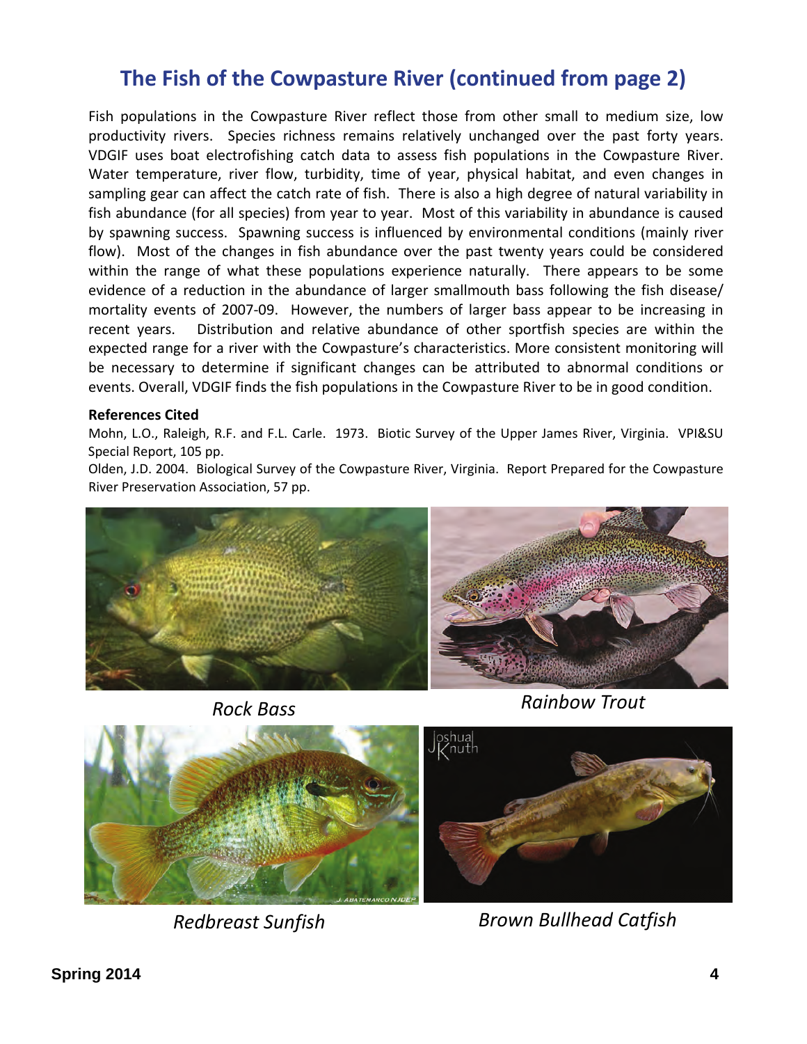## The Fish of the Cowpasture River (continued from page 2)

Fish populations in the Cowpasture River reflect those from other small to medium size, low productivity rivers. Species richness remains relatively unchanged over the past forty years. VDGIF uses boat electrofishing catch data to assess fish populations in the Cowpasture River. Water temperature, river flow, turbidity, time of year, physical habitat, and even changes in sampling gear can affect the catch rate of fish. There is also a high degree of natural variability in fish abundance (for all species) from year to year. Most of this variability in abundance is caused by spawning success. Spawning success is influenced by environmental conditions (mainly river flow). Most of the changes in fish abundance over the past twenty years could be considered within the range of what these populations experience naturally. There appears to be some evidence of a reduction in the abundance of larger smallmouth bass following the fish disease/ mortality events of 2007-09. However, the numbers of larger bass appear to be increasing in recent years. Distribution and relative abundance of other sportfish species are within the expected range for a river with the Cowpasture's characteristics. More consistent monitoring will be necessary to determine if significant changes can be attributed to abnormal conditions or events. Overall, VDGIF finds the fish populations in the Cowpasture River to be in good condition.

**References Cited**

Mohn, L.O., Raleigh, R.F. and F.L. Carle. 1973. Biotic Survey of the Upper James River, Virginia. VPI&SU Special Report, 105 pp.

Olden, J.D. 2004. Biological Survey of the Cowpasture River, Virginia. Report Prepared for the Cowpasture River Preservation Association, 57 pp.

*Rock Bass*

*Rainbow Trout*

*Redbreast Sunfish*

*Brown Bullhead Catfish*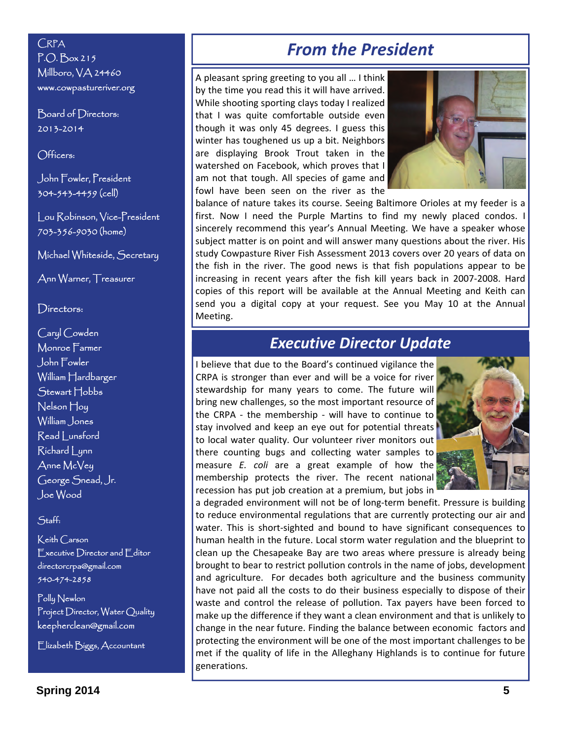CRPA
P.O. Box 215
Millboro, VA 24460
www.cowpastureriver.org

Board of Directors:
2013-2014

Officers:

John Fowler, President
304-543-4459 (cell)

Lou Robinson, Vice-President
703-356-9030 (home)

Michael Whiteside, Secretary

Ann Warner, Treasurer

Directors:

Caryl Cowden
Monroe Farmer
John Fowler
William Hardbarger
Stewart Hobbs
Nelson Hoy
William Jones
Read Lunsford
Richard Lynn
Anne McVey
George Snead, Jr.
Joe Wood

Staff:

Keith Carson
Executive Director and Editor
directorcrpa@gmail.com
540-474-2858

Polly Newlon
Project Director, Water Quality
keepherclean@gmail.com

Elizabeth Biggs, Accountant

## *From the President*

A pleasant spring greeting to you all … I think by the time you read this it will have arrived. While shooting sporting clays today I realized that I was quite comfortable outside even though it was only 45 degrees. I guess this winter has toughened us up a bit. Neighbors are displaying Brook Trout taken in the watershed on Facebook, which proves that I am not that tough. All species of game and fowl have been seen on the river as the balance of nature takes its course. Seeing Baltimore Orioles at my feeder is a first. Now I need the Purple Martins to find my newly placed condos. I sincerely recommend this year's Annual Meeting. We have a speaker whose subject matter is on point and will answer many questions about the river. His study Cowpasture River Fish Assessment 2013 covers over 20 years of data on the fish in the river. The good news is that fish populations appear to be increasing in recent years after the fish kill years back in 2007-2008. Hard copies of this report will be available at the Annual Meeting and Keith can send you a digital copy at your request. See you May 10 at the Annual Meeting.

## *Executive Director Update*

I believe that due to the Board's continued vigilance the CRPA is stronger than ever and will be a voice for river stewardship for many years to come. The future will bring new challenges, so the most important resource of the CRPA - the membership - will have to continue to stay involved and keep an eye out for potential threats to local water quality. Our volunteer river monitors out there counting bugs and collecting water samples to measure *E. coli* are a great example of how the membership protects the river. The recent national recession has put job creation at a premium, but jobs in a degraded environment will not be of long-term benefit. Pressure is building to reduce environmental regulations that are currently protecting our air and water. This is short-sighted and bound to have significant consequences to human health in the future. Local storm water regulation and the blueprint to clean up the Chesapeake Bay are two areas where pressure is already being brought to bear to restrict pollution controls in the name of jobs, development and agriculture. For decades both agriculture and the business community have not paid all the costs to do their business especially to dispose of their waste and control the release of pollution. Tax payers have been forced to make up the difference if they want a clean environment and that is unlikely to change in the near future. Finding the balance between economic factors and protecting the environment will be one of the most important challenges to be met if the quality of life in the Alleghany Highlands is to continue for future generations.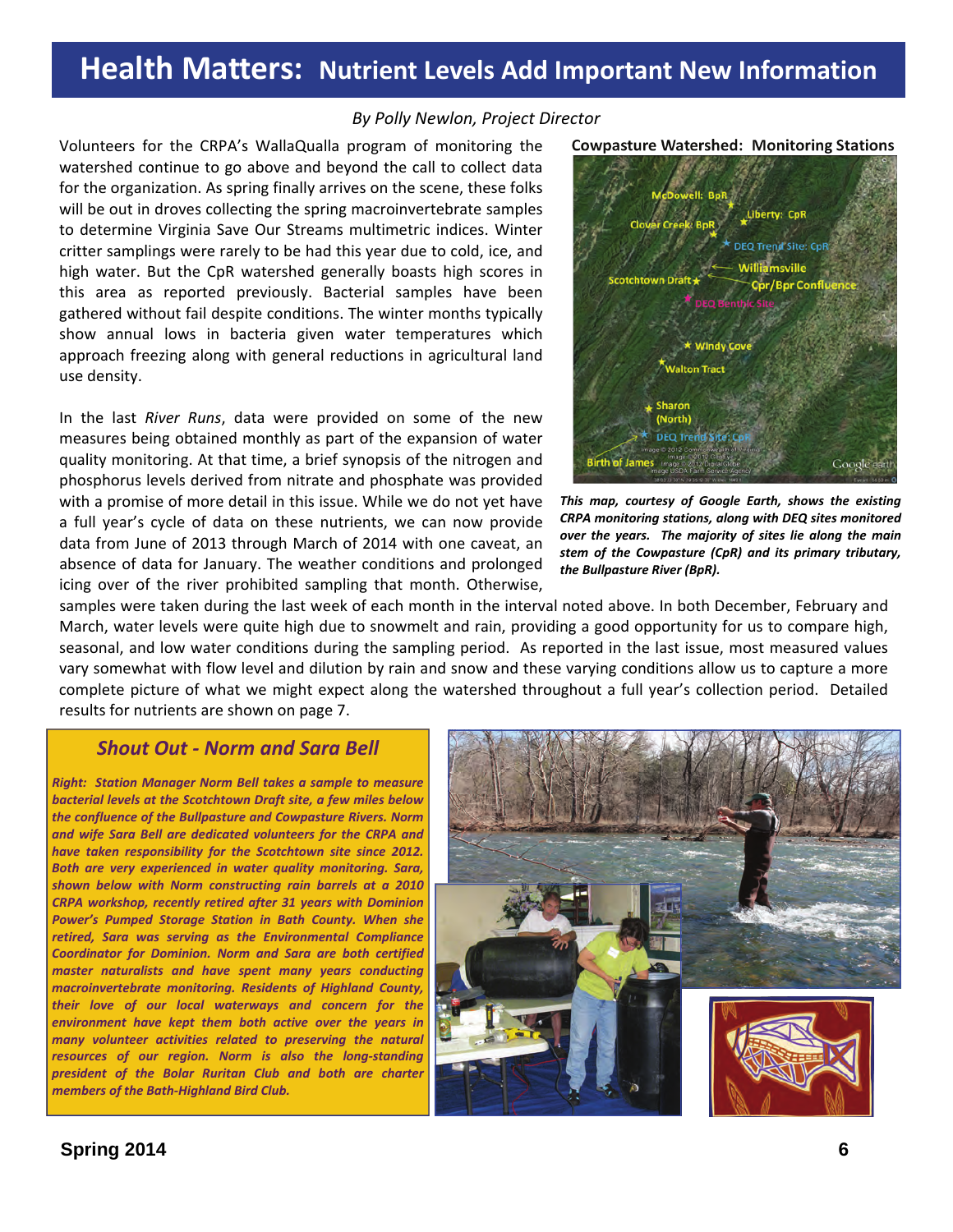# Health Matters: Nutrient Levels Add Important New Information

*By Polly Newlon, Project Director*

Volunteers for the CRPA's WallaQualla program of monitoring the watershed continue to go above and beyond the call to collect data for the organization. As spring finally arrives on the scene, these folks will be out in droves collecting the spring macroinvertebrate samples to determine Virginia Save Our Streams multimetric indices. Winter critter samplings were rarely to be had this year due to cold, ice, and high water. But the CpR watershed generally boasts high scores in this area as reported previously. Bacterial samples have been gathered without fail despite conditions. The winter months typically show annual lows in bacteria given water temperatures which approach freezing along with general reductions in agricultural land use density.

In the last *River Runs*, data were provided on some of the new measures being obtained monthly as part of the expansion of water quality monitoring. At that time, a brief synopsis of the nitrogen and phosphorus levels derived from nitrate and phosphate was provided with a promise of more detail in this issue. While we do not yet have a full year's cycle of data on these nutrients, we can now provide data from June of 2013 through March of 2014 with one caveat, an absence of data for January. The weather conditions and prolonged icing over of the river prohibited sampling that month. Otherwise, samples were taken during the last week of each month in the interval noted above. In both December, February and March, water levels were quite high due to snowmelt and rain, providing a good opportunity for us to compare high, seasonal, and low water conditions during the sampling period. As reported in the last issue, most measured values vary somewhat with flow level and dilution by rain and snow and these varying conditions allow us to capture a more complete picture of what we might expect along the watershed throughout a full year's collection period. Detailed results for nutrients are shown on page 7.

**Cowpasture Watershed: Monitoring Stations**

McDowell: BpR; Liberty: CpR; Clover Creek: BpR; DEQ Trend Site: CpR; Williamsville; Scotchtown Draft; Cpr/Bpr Confluence; DEQ Benthic Site; Windy Cove; Walton Tract; Sharon (North); DEQ Trend Site: CpR; Birth of James

***This map, courtesy of Google Earth, shows the existing CRPA monitoring stations, along with DEQ sites monitored over the years. The majority of sites lie along the main stem of the Cowpasture (CpR) and its primary tributary, the Bullpasture River (BpR).***

## *Shout Out - Norm and Sara Bell*

***Right: Station Manager Norm Bell takes a sample to measure bacterial levels at the Scotchtown Draft site, a few miles below the confluence of the Bullpasture and Cowpasture Rivers. Norm and wife Sara Bell are dedicated volunteers for the CRPA and have taken responsibility for the Scotchtown site since 2012. Both are very experienced in water quality monitoring. Sara, shown below with Norm constructing rain barrels at a 2010 CRPA workshop, recently retired after 31 years with Dominion Power's Pumped Storage Station in Bath County. When she retired, Sara was serving as the Environmental Compliance Coordinator for Dominion. Norm and Sara are both certified master naturalists and have spent many years conducting macroinvertebrate monitoring. Residents of Highland County, their love of our local waterways and concern for the environment have kept them both active over the years in many volunteer activities related to preserving the natural resources of our region. Norm is also the long-standing president of the Bolar Ruritan Club and both are charter members of the Bath-Highland Bird Club.***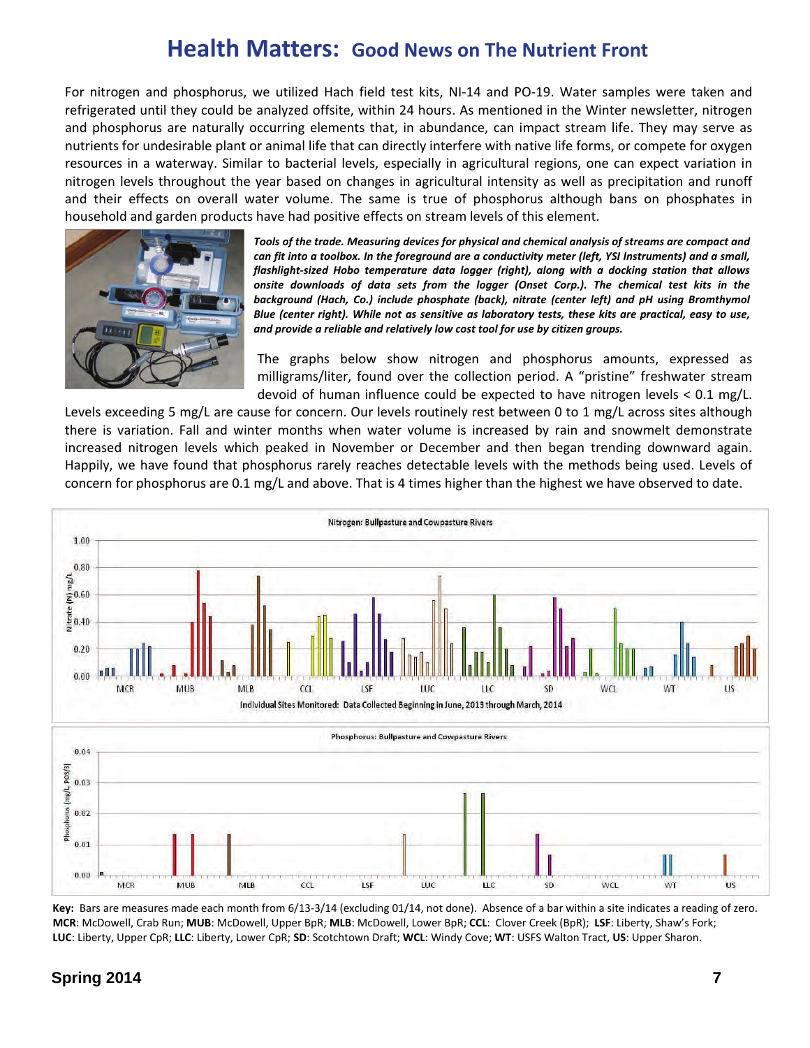# Health Matters: Good News on The Nutrient Front

For nitrogen and phosphorus, we utilized Hach field test kits, NI-14 and PO-19. Water samples were taken and refrigerated until they could be analyzed offsite, within 24 hours. As mentioned in the Winter newsletter, nitrogen and phosphorus are naturally occurring elements that, in abundance, can impact stream life. They may serve as nutrients for undesirable plant or animal life that can directly interfere with native life forms, or compete for oxygen resources in a waterway. Similar to bacterial levels, especially in agricultural regions, one can expect variation in nitrogen levels throughout the year based on changes in agricultural intensity as well as precipitation and runoff and their effects on overall water volume. The same is true of phosphorus although bans on phosphates in household and garden products have had positive effects on stream levels of this element.

***Tools of the trade. Measuring devices for physical and chemical analysis of streams are compact and can fit into a toolbox. In the foreground are a conductivity meter (left, YSI Instruments) and a small, flashlight-sized Hobo temperature data logger (right), along with a docking station that allows onsite downloads of data sets from the logger (Onset Corp.). The chemical test kits in the background (Hach, Co.) include phosphate (back), nitrate (center left) and pH using Bromthymol Blue (center right). While not as sensitive as laboratory tests, these kits are practical, easy to use, and provide a reliable and relatively low cost tool for use by citizen groups.***

The graphs below show nitrogen and phosphorus amounts, expressed as milligrams/liter, found over the collection period. A "pristine" freshwater stream devoid of human influence could be expected to have nitrogen levels < 0.1 mg/L. Levels exceeding 5 mg/L are cause for concern. Our levels routinely rest between 0 to 1 mg/L across sites although there is variation. Fall and winter months when water volume is increased by rain and snowmelt demonstrate increased nitrogen levels which peaked in November or December and then began trending downward again. Happily, we have found that phosphorus rarely reaches detectable levels with the methods being used. Levels of concern for phosphorus are 0.1 mg/L and above. That is 4 times higher than the highest we have observed to date.

**Key:** Bars are measures made each month from 6/13-3/14 (excluding 01/14, not done). Absence of a bar within a site indicates a reading of zero. **MCR**: McDowell, Crab Run; **MUB**: McDowell, Upper BpR; **MLB**: McDowell, Lower BpR; **CCL**: Clover Creek (BpR); **LSF**: Liberty, Shaw's Fork; **LUC**: Liberty, Upper CpR; **LLC**: Liberty, Lower CpR; **SD**: Scotchtown Draft; **WCL**: Windy Cove; **WT**: USFS Walton Tract, **US**: Upper Sharon.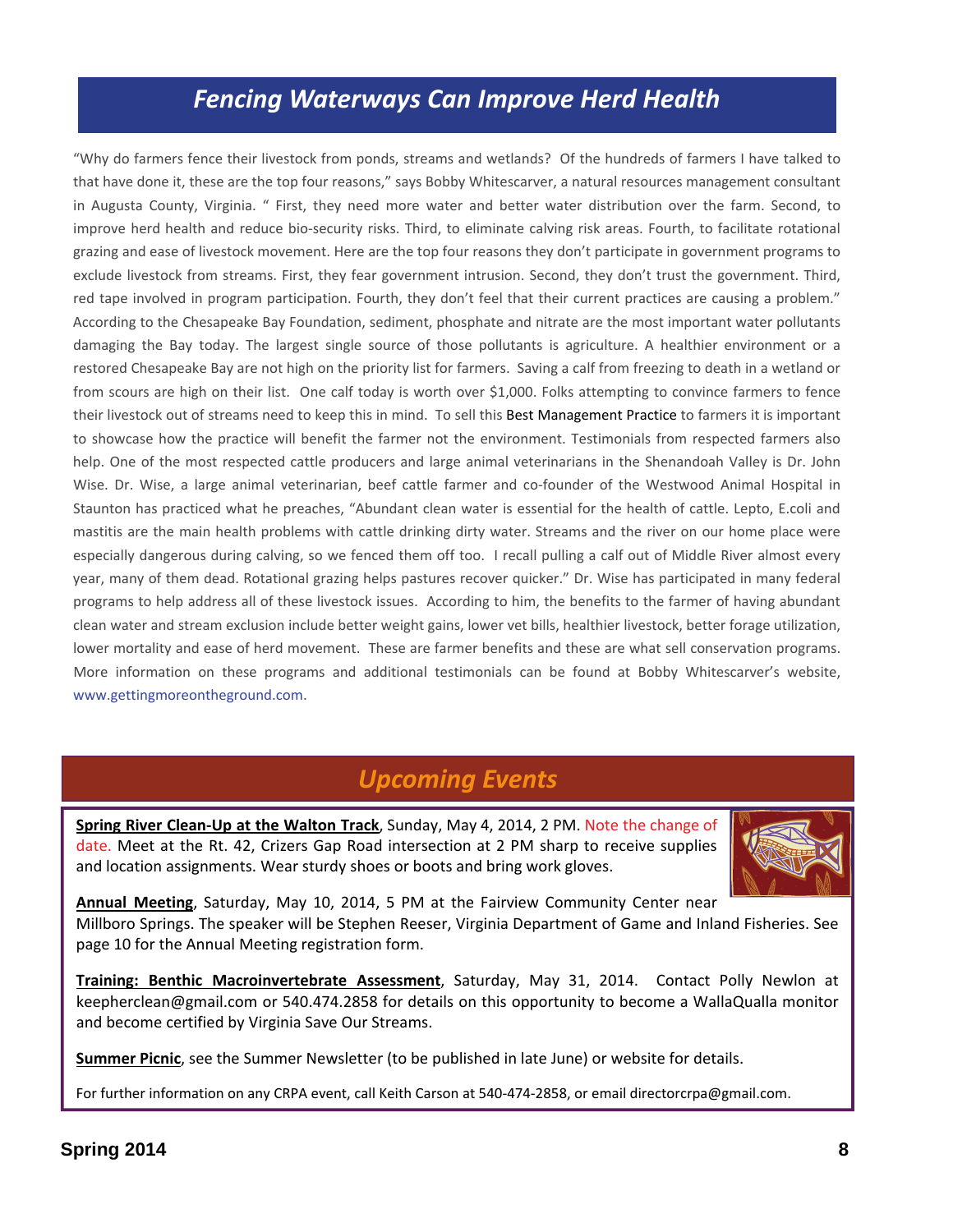## *Fencing Waterways Can Improve Herd Health*

"Why do farmers fence their livestock from ponds, streams and wetlands? Of the hundreds of farmers I have talked to that have done it, these are the top four reasons," says Bobby Whitescarver, a natural resources management consultant in Augusta County, Virginia. " First, they need more water and better water distribution over the farm. Second, to improve herd health and reduce bio-security risks. Third, to eliminate calving risk areas. Fourth, to facilitate rotational grazing and ease of livestock movement. Here are the top four reasons they don't participate in government programs to exclude livestock from streams. First, they fear government intrusion. Second, they don't trust the government. Third, red tape involved in program participation. Fourth, they don't feel that their current practices are causing a problem." According to the Chesapeake Bay Foundation, sediment, phosphate and nitrate are the most important water pollutants damaging the Bay today. The largest single source of those pollutants is agriculture. A healthier environment or a restored Chesapeake Bay are not high on the priority list for farmers. Saving a calf from freezing to death in a wetland or from scours are high on their list. One calf today is worth over $1,000. Folks attempting to convince farmers to fence their livestock out of streams need to keep this in mind. To sell this Best Management Practice to farmers it is important to showcase how the practice will benefit the farmer not the environment. Testimonials from respected farmers also help. One of the most respected cattle producers and large animal veterinarians in the Shenandoah Valley is Dr. John Wise. Dr. Wise, a large animal veterinarian, beef cattle farmer and co-founder of the Westwood Animal Hospital in Staunton has practiced what he preaches, "Abundant clean water is essential for the health of cattle. Lepto, E.coli and mastitis are the main health problems with cattle drinking dirty water. Streams and the river on our home place were especially dangerous during calving, so we fenced them off too. I recall pulling a calf out of Middle River almost every year, many of them dead. Rotational grazing helps pastures recover quicker." Dr. Wise has participated in many federal programs to help address all of these livestock issues. According to him, the benefits to the farmer of having abundant clean water and stream exclusion include better weight gains, lower vet bills, healthier livestock, better forage utilization, lower mortality and ease of herd movement. These are farmer benefits and these are what sell conservation programs. More information on these programs and additional testimonials can be found at Bobby Whitescarver's website, www.gettingmoreontheground.com.

## *Upcoming Events*

**Spring River Clean-Up at the Walton Track**, Sunday, May 4, 2014, 2 PM. Note the change of date. Meet at the Rt. 42, Crizers Gap Road intersection at 2 PM sharp to receive supplies and location assignments. Wear sturdy shoes or boots and bring work gloves.

**Annual Meeting**, Saturday, May 10, 2014, 5 PM at the Fairview Community Center near Millboro Springs. The speaker will be Stephen Reeser, Virginia Department of Game and Inland Fisheries. See page 10 for the Annual Meeting registration form.

**Training: Benthic Macroinvertebrate Assessment**, Saturday, May 31, 2014. Contact Polly Newlon at keepherclean@gmail.com or 540.474.2858 for details on this opportunity to become a WallaQualla monitor and become certified by Virginia Save Our Streams.

**Summer Picnic**, see the Summer Newsletter (to be published in late June) or website for details.

For further information on any CRPA event, call Keith Carson at 540-474-2858, or email directorcrpa@gmail.com.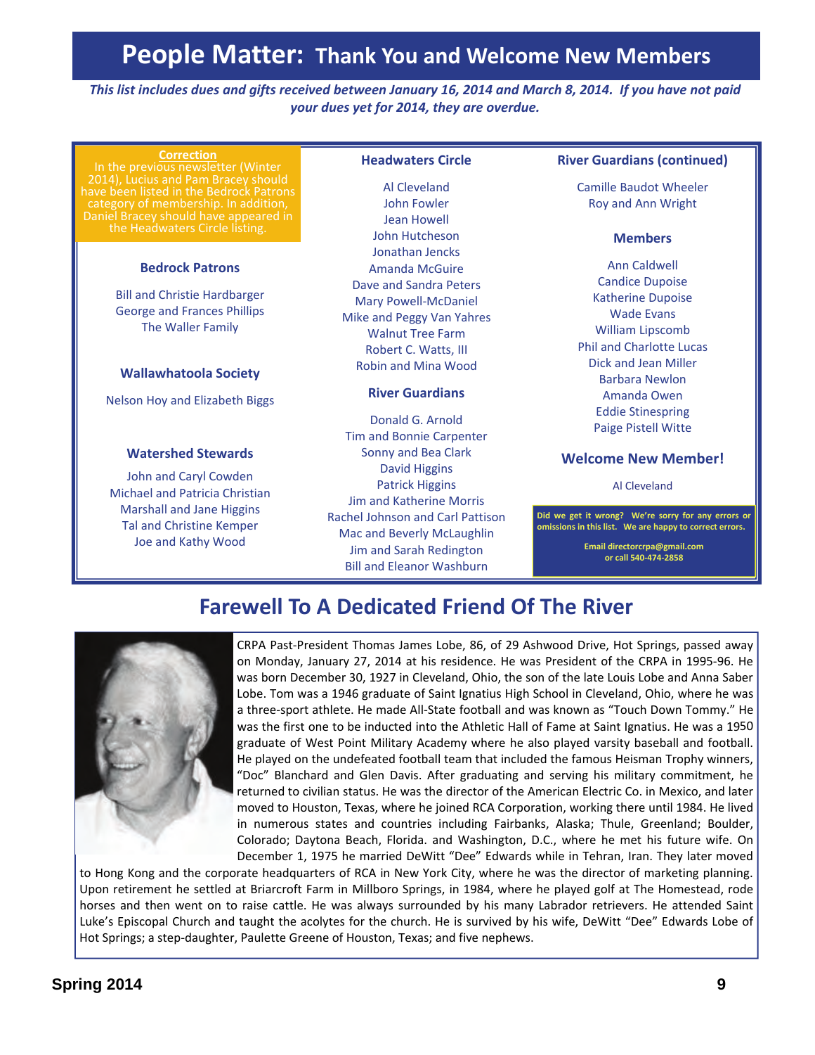# People Matter: Thank You and Welcome New Members

*This list includes dues and gifts received between January 16, 2014 and March 8, 2014. If you have not paid your dues yet for 2014, they are overdue.*

**Correction**

In the previous newsletter (Winter 2014), Lucius and Pam Bracey should have been listed in the Bedrock Patrons category of membership. In addition, Daniel Bracey should have appeared in the Headwaters Circle listing.

### Bedrock Patrons

Bill and Christie Hardbarger
George and Frances Phillips
The Waller Family

### Wallawhatoola Society

Nelson Hoy and Elizabeth Biggs

### Watershed Stewards

John and Caryl Cowden
Michael and Patricia Christian
Marshall and Jane Higgins
Tal and Christine Kemper
Joe and Kathy Wood

### Headwaters Circle

Al Cleveland
John Fowler
Jean Howell
John Hutcheson
Jonathan Jencks
Amanda McGuire
Dave and Sandra Peters
Mary Powell-McDaniel
Mike and Peggy Van Yahres
Walnut Tree Farm
Robert C. Watts, III
Robin and Mina Wood

### River Guardians

Donald G. Arnold
Tim and Bonnie Carpenter
Sonny and Bea Clark
David Higgins
Patrick Higgins
Jim and Katherine Morris
Rachel Johnson and Carl Pattison
Mac and Beverly McLaughlin
Jim and Sarah Redington
Bill and Eleanor Washburn

### River Guardians (continued)

Camille Baudot Wheeler
Roy and Ann Wright

### Members

Ann Caldwell
Candice Dupoise
Katherine Dupoise
Wade Evans
William Lipscomb
Phil and Charlotte Lucas
Dick and Jean Miller
Barbara Newlon
Amanda Owen
Eddie Stinespring
Paige Pistell Witte

### Welcome New Member!

Al Cleveland

**Did we get it wrong? We're sorry for any errors or omissions in this list. We are happy to correct errors.**

**Email directorcrpa@gmail.com or call 540-474-2858**

## Farewell To A Dedicated Friend Of The River

CRPA Past-President Thomas James Lobe, 86, of 29 Ashwood Drive, Hot Springs, passed away on Monday, January 27, 2014 at his residence. He was President of the CRPA in 1995-96. He was born December 30, 1927 in Cleveland, Ohio, the son of the late Louis Lobe and Anna Saber Lobe. Tom was a 1946 graduate of Saint Ignatius High School in Cleveland, Ohio, where he was a three-sport athlete. He made All-State football and was known as "Touch Down Tommy." He was the first one to be inducted into the Athletic Hall of Fame at Saint Ignatius. He was a 1950 graduate of West Point Military Academy where he also played varsity baseball and football. He played on the undefeated football team that included the famous Heisman Trophy winners, "Doc" Blanchard and Glen Davis. After graduating and serving his military commitment, he returned to civilian status. He was the director of the American Electric Co. in Mexico, and later moved to Houston, Texas, where he joined RCA Corporation, working there until 1984. He lived in numerous states and countries including Fairbanks, Alaska; Thule, Greenland; Boulder, Colorado; Daytona Beach, Florida. and Washington, D.C., where he met his future wife. On December 1, 1975 he married DeWitt "Dee" Edwards while in Tehran, Iran. They later moved to Hong Kong and the corporate headquarters of RCA in New York City, where he was the director of marketing planning. Upon retirement he settled at Briarcroft Farm in Millboro Springs, in 1984, where he played golf at The Homestead, rode horses and then went on to raise cattle. He was always surrounded by his many Labrador retrievers. He attended Saint Luke's Episcopal Church and taught the acolytes for the church. He is survived by his wife, DeWitt "Dee" Edwards Lobe of Hot Springs; a step-daughter, Paulette Greene of Houston, Texas; and five nephews.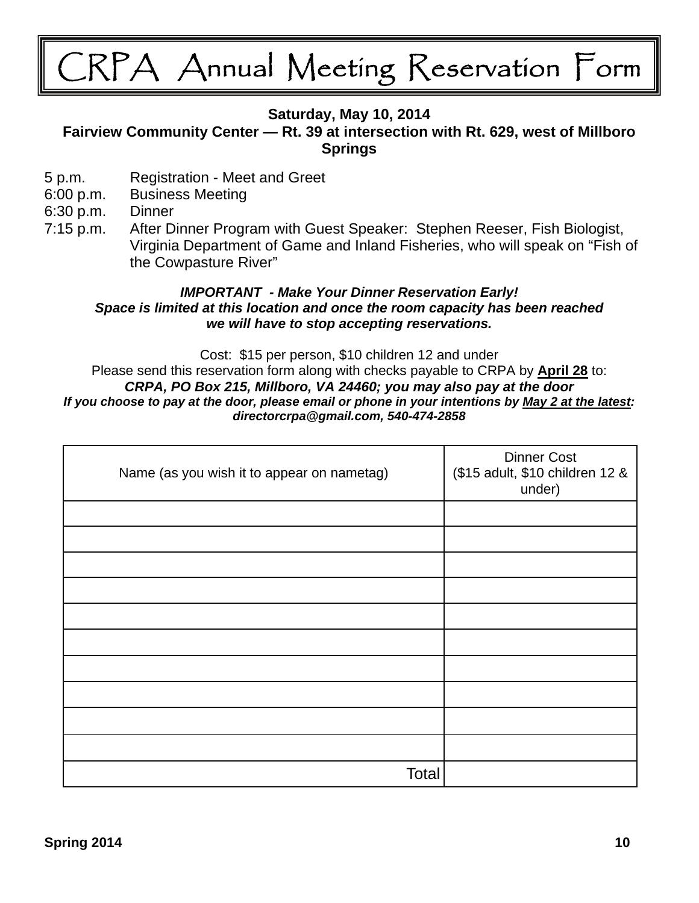# CRPA Annual Meeting Reservation Form

**Saturday, May 10, 2014**
**Fairview Community Center — Rt. 39 at intersection with Rt. 629, west of Millboro Springs**

- 5 p.m. Registration - Meet and Greet
- 6:00 p.m. Business Meeting
- 6:30 p.m. Dinner
- 7:15 p.m. After Dinner Program with Guest Speaker: Stephen Reeser, Fish Biologist, Virginia Department of Game and Inland Fisheries, who will speak on "Fish of the Cowpasture River"

***IMPORTANT - Make Your Dinner Reservation Early!***
***Space is limited at this location and once the room capacity has been reached we will have to stop accepting reservations.***

Cost: $15 per person, $10 children 12 and under
Please send this reservation form along with checks payable to CRPA by **April 28** to:
***CRPA, PO Box 215, Millboro, VA 24460; you may also pay at the door***
***If you choose to pay at the door, please email or phone in your intentions by May 2 at the latest: directorcrpa@gmail.com, 540-474-2858***

| Name (as you wish it to appear on nametag) | Dinner Cost ($15 adult, $10 children 12 & under) |
|---|---|
| | |
| | |
| | |
| | |
| | |
| | |
| | |
| | |
| | |
| | |
| Total | |

Spring 2014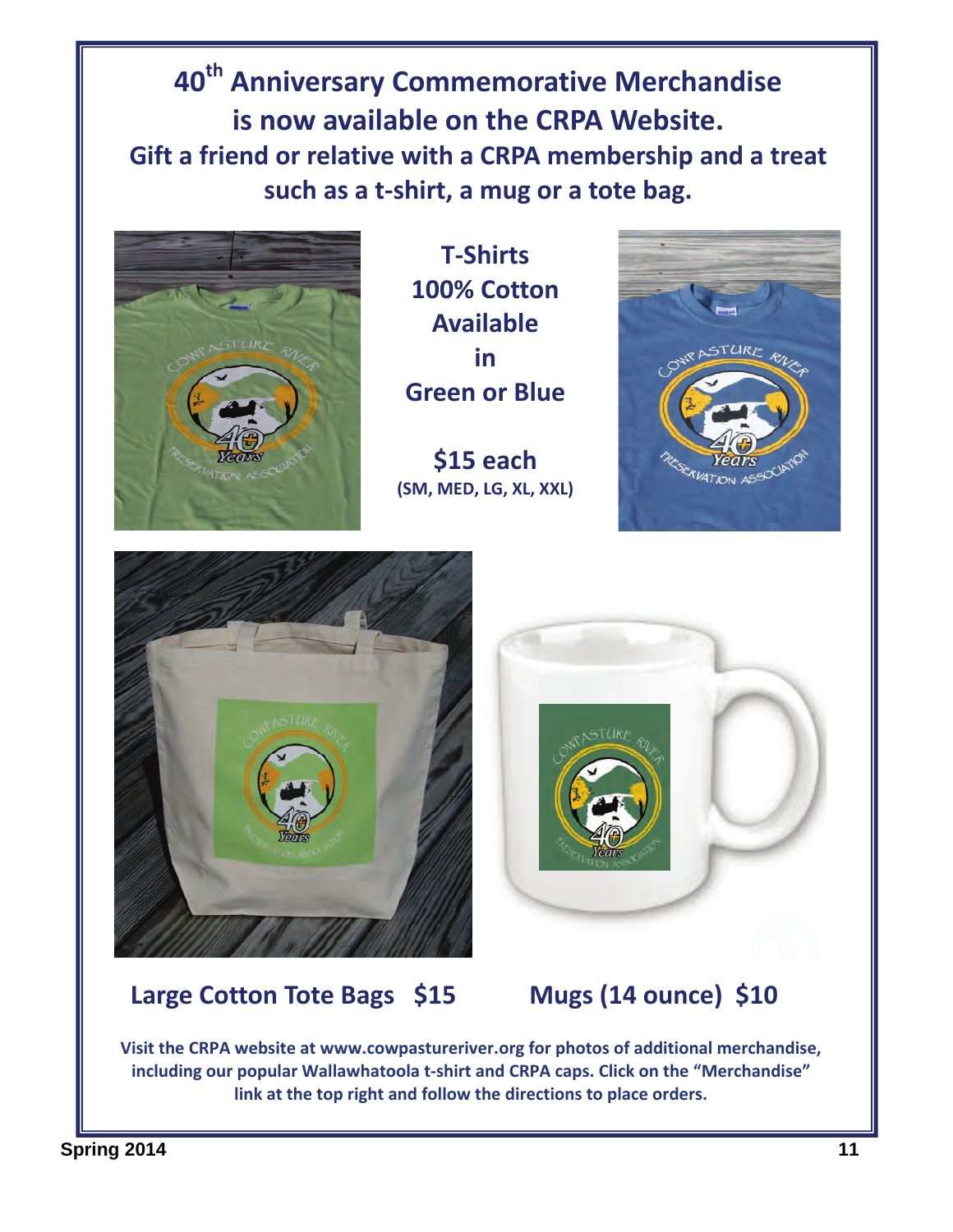# 40th Anniversary Commemorative Merchandise is now available on the CRPA Website.

**Gift a friend or relative with a CRPA membership and a treat such as a t-shirt, a mug or a tote bag.**

**T-Shirts**
**100% Cotton**
**Available in Green or Blue**

**$15 each**
**(SM, MED, LG, XL, XXL)**

**Large Cotton Tote Bags $15**

**Mugs (14 ounce) $10**

**Visit the CRPA website at www.cowpastureriver.org for photos of additional merchandise, including our popular Wallawhatoola t-shirt and CRPA caps. Click on the "Merchandise" link at the top right and follow the directions to place orders.**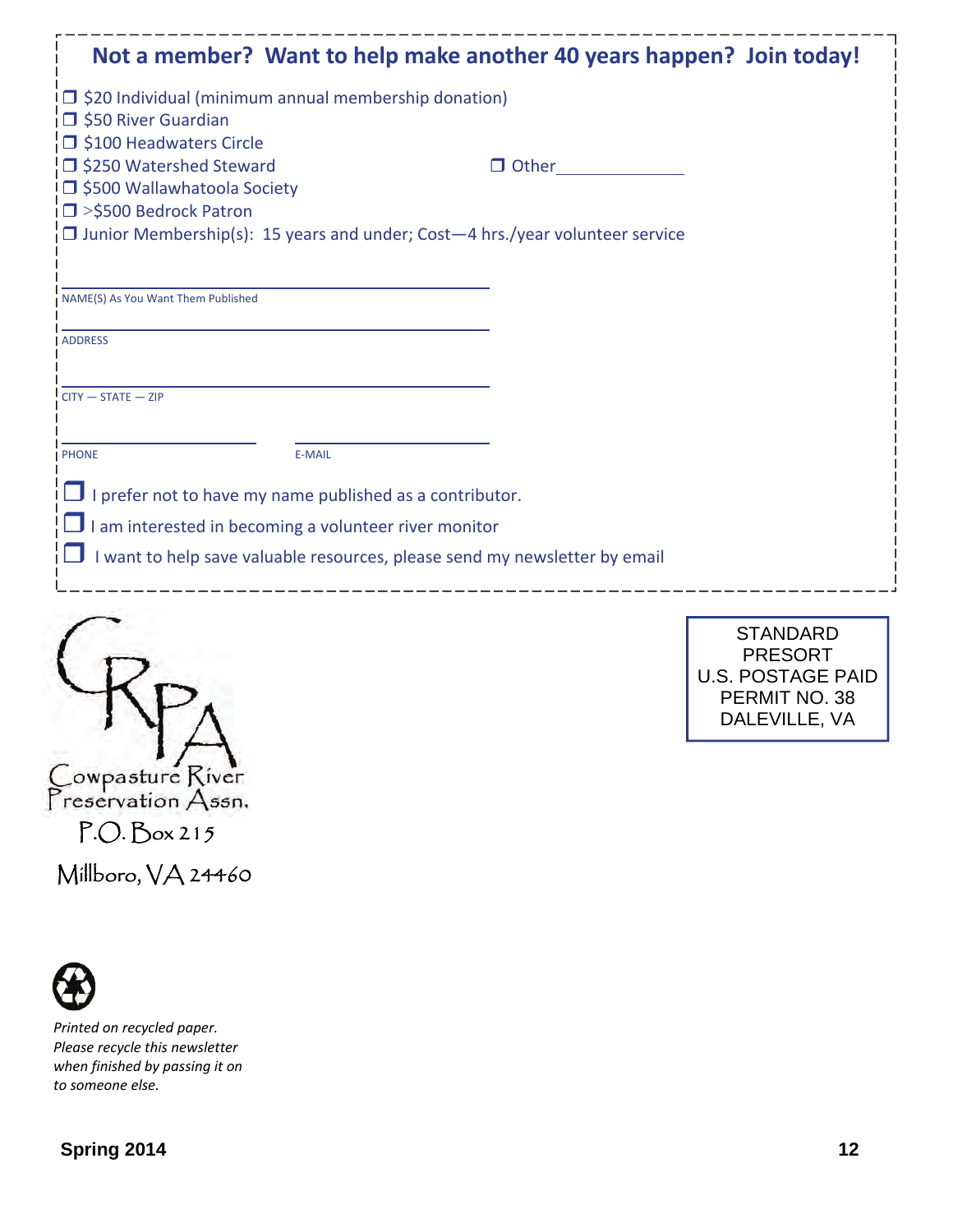## Not a member? Want to help make another 40 years happen? Join today!

- ❒ $20 Individual (minimum annual membership donation)
- ❒ $50 River Guardian
- ❒ $100 Headwaters Circle
- ❒ $250 Watershed Steward
- ❒ $500 Wallawhatoola Society
- ❒ >$500 Bedrock Patron
- ❒ Other\_\_\_\_\_\_\_\_\_\_\_\_\_\_
- ❒ Junior Membership(s): 15 years and under; Cost—4 hrs./year volunteer service

NAME(S) As You Want Them Published

ADDRESS

CITY — STATE — ZIP

PHONE

E-MAIL

- ❒ I prefer not to have my name published as a contributor.
- ❒ I am interested in becoming a volunteer river monitor
- ❒ I want to help save valuable resources, please send my newsletter by email

CRPA
Cowpasture River
Preservation Assn.
P.O. Box 215
Millboro, VA 24460

STANDARD
PRESORT
U.S. POSTAGE PAID
PERMIT NO. 38
DALEVILLE, VA

*Printed on recycled paper. Please recycle this newsletter when finished by passing it on to someone else.*

**Spring 2014**